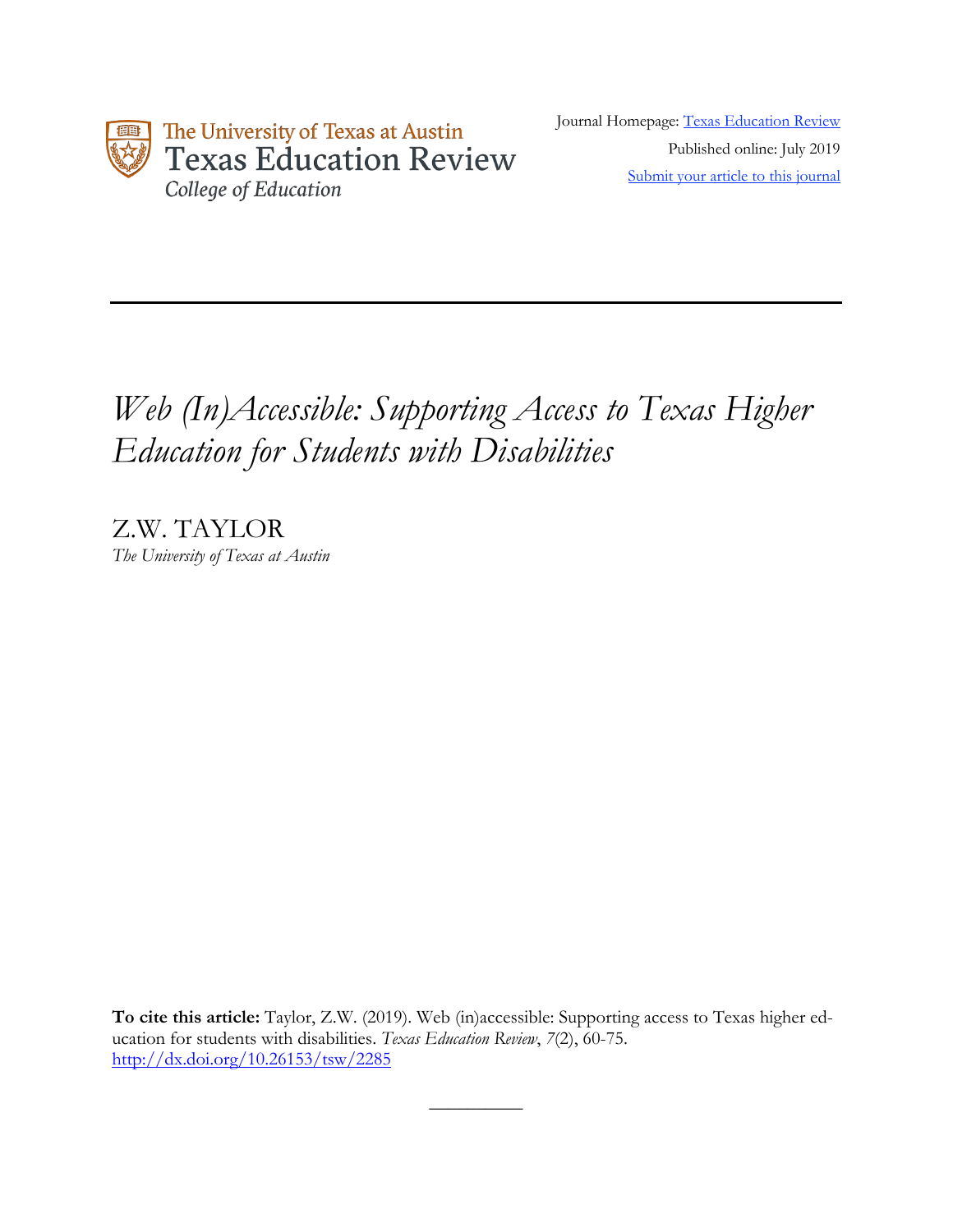The University of Texas at Austin
Texas Education Review
College of Education

Journal Homepage: [Texas Education Review](#)

Published online: July 2019

[Submit your article to this journal](#)

---

# *Web (In)Accessible: Supporting Access to Texas Higher Education for Students with Disabilities*

Z.W. TAYLOR
*The University of Texas at Austin*

**To cite this article:** Taylor, Z.W. (2019). Web (in)accessible: Supporting access to Texas higher education for students with disabilities. *Texas Education Review*, *7*(2), 60-75. [http://dx.doi.org/10.26153/tsw/2285](http://dx.doi.org/10.26153/tsw/2285)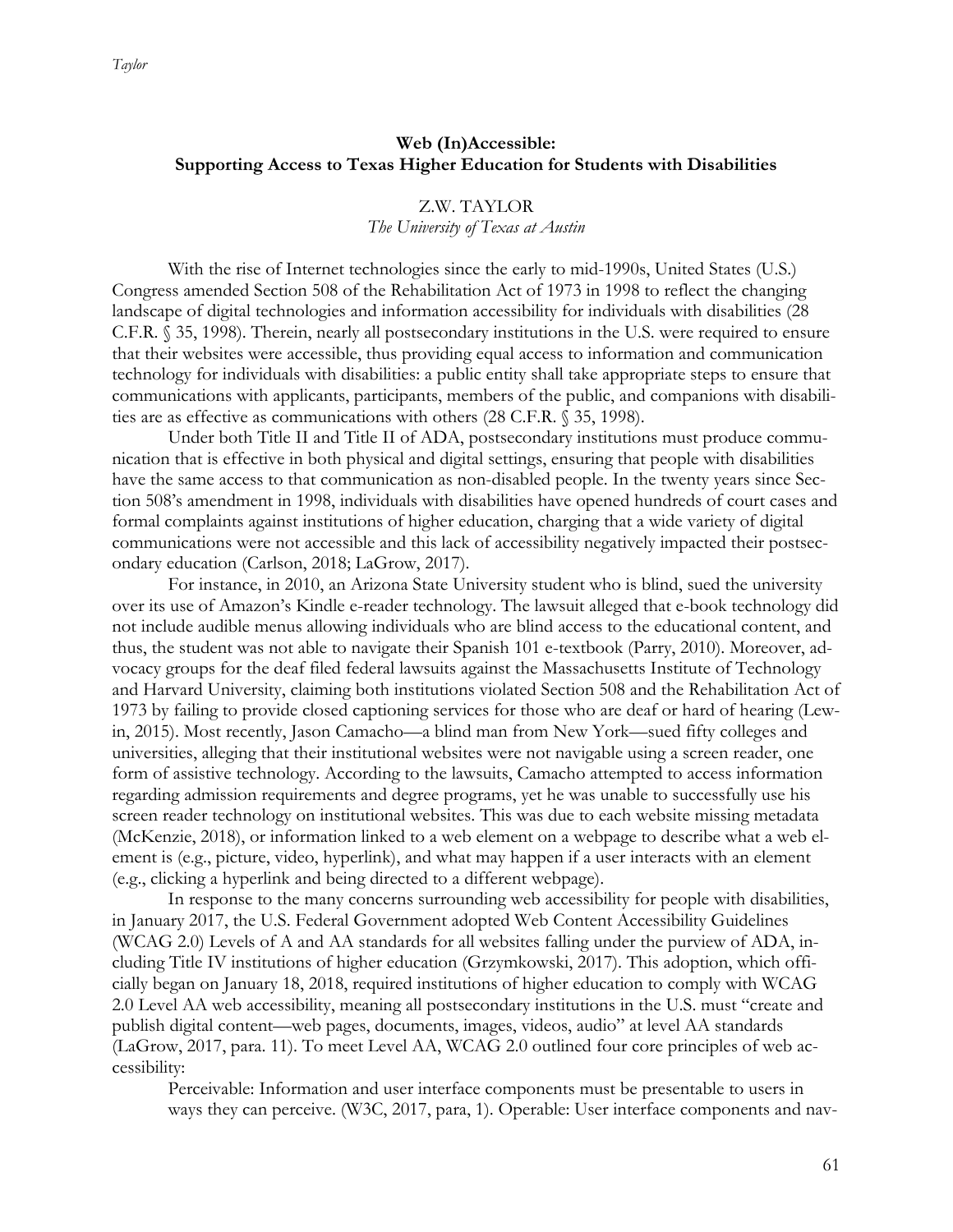## Web (In)Accessible: Supporting Access to Texas Higher Education for Students with Disabilities

Z.W. TAYLOR
*The University of Texas at Austin*

With the rise of Internet technologies since the early to mid-1990s, United States (U.S.) Congress amended Section 508 of the Rehabilitation Act of 1973 in 1998 to reflect the changing landscape of digital technologies and information accessibility for individuals with disabilities (28 C.F.R. § 35, 1998). Therein, nearly all postsecondary institutions in the U.S. were required to ensure that their websites were accessible, thus providing equal access to information and communication technology for individuals with disabilities: a public entity shall take appropriate steps to ensure that communications with applicants, participants, members of the public, and companions with disabilities are as effective as communications with others (28 C.F.R. § 35, 1998).

Under both Title II and Title II of ADA, postsecondary institutions must produce communication that is effective in both physical and digital settings, ensuring that people with disabilities have the same access to that communication as non-disabled people. In the twenty years since Section 508's amendment in 1998, individuals with disabilities have opened hundreds of court cases and formal complaints against institutions of higher education, charging that a wide variety of digital communications were not accessible and this lack of accessibility negatively impacted their postsecondary education (Carlson, 2018; LaGrow, 2017).

For instance, in 2010, an Arizona State University student who is blind, sued the university over its use of Amazon's Kindle e-reader technology. The lawsuit alleged that e-book technology did not include audible menus allowing individuals who are blind access to the educational content, and thus, the student was not able to navigate their Spanish 101 e-textbook (Parry, 2010). Moreover, advocacy groups for the deaf filed federal lawsuits against the Massachusetts Institute of Technology and Harvard University, claiming both institutions violated Section 508 and the Rehabilitation Act of 1973 by failing to provide closed captioning services for those who are deaf or hard of hearing (Lewin, 2015). Most recently, Jason Camacho—a blind man from New York—sued fifty colleges and universities, alleging that their institutional websites were not navigable using a screen reader, one form of assistive technology. According to the lawsuits, Camacho attempted to access information regarding admission requirements and degree programs, yet he was unable to successfully use his screen reader technology on institutional websites. This was due to each website missing metadata (McKenzie, 2018), or information linked to a web element on a webpage to describe what a web element is (e.g., picture, video, hyperlink), and what may happen if a user interacts with an element (e.g., clicking a hyperlink and being directed to a different webpage).

In response to the many concerns surrounding web accessibility for people with disabilities, in January 2017, the U.S. Federal Government adopted Web Content Accessibility Guidelines (WCAG 2.0) Levels of A and AA standards for all websites falling under the purview of ADA, including Title IV institutions of higher education (Grzymkowski, 2017). This adoption, which officially began on January 18, 2018, required institutions of higher education to comply with WCAG 2.0 Level AA web accessibility, meaning all postsecondary institutions in the U.S. must "create and publish digital content—web pages, documents, images, videos, audio" at level AA standards (LaGrow, 2017, para. 11). To meet Level AA, WCAG 2.0 outlined four core principles of web accessibility:

> Perceivable: Information and user interface components must be presentable to users in ways they can perceive. (W3C, 2017, para, 1). Operable: User interface components and nav-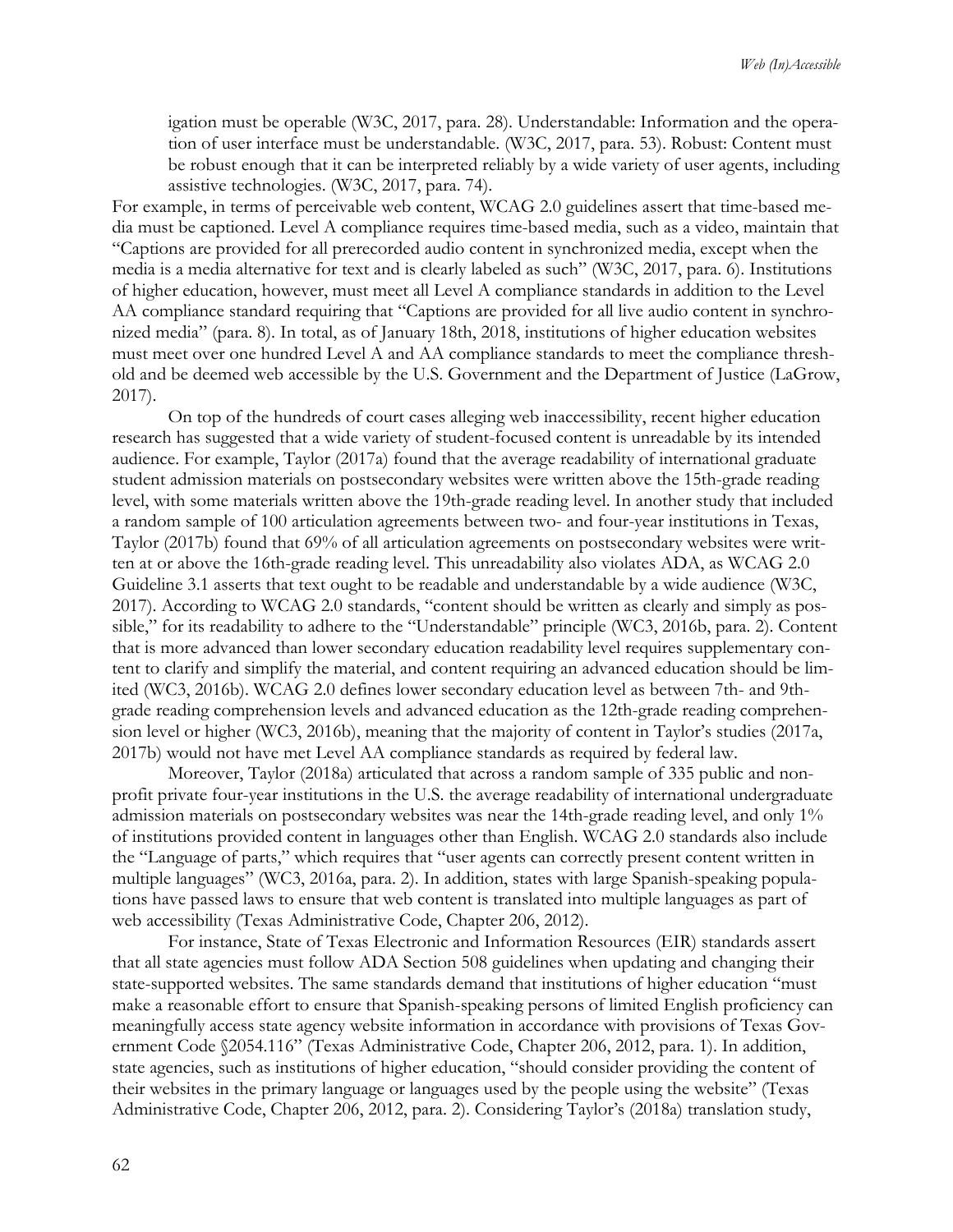igation must be operable (W3C, 2017, para. 28). Understandable: Information and the operation of user interface must be understandable. (W3C, 2017, para. 53). Robust: Content must be robust enough that it can be interpreted reliably by a wide variety of user agents, including assistive technologies. (W3C, 2017, para. 74).

For example, in terms of perceivable web content, WCAG 2.0 guidelines assert that time-based media must be captioned. Level A compliance requires time-based media, such as a video, maintain that "Captions are provided for all prerecorded audio content in synchronized media, except when the media is a media alternative for text and is clearly labeled as such" (W3C, 2017, para. 6). Institutions of higher education, however, must meet all Level A compliance standards in addition to the Level AA compliance standard requiring that "Captions are provided for all live audio content in synchronized media" (para. 8). In total, as of January 18th, 2018, institutions of higher education websites must meet over one hundred Level A and AA compliance standards to meet the compliance threshold and be deemed web accessible by the U.S. Government and the Department of Justice (LaGrow, 2017).

On top of the hundreds of court cases alleging web inaccessibility, recent higher education research has suggested that a wide variety of student-focused content is unreadable by its intended audience. For example, Taylor (2017a) found that the average readability of international graduate student admission materials on postsecondary websites were written above the 15th-grade reading level, with some materials written above the 19th-grade reading level. In another study that included a random sample of 100 articulation agreements between two- and four-year institutions in Texas, Taylor (2017b) found that 69% of all articulation agreements on postsecondary websites were written at or above the 16th-grade reading level. This unreadability also violates ADA, as WCAG 2.0 Guideline 3.1 asserts that text ought to be readable and understandable by a wide audience (W3C, 2017). According to WCAG 2.0 standards, "content should be written as clearly and simply as possible," for its readability to adhere to the "Understandable" principle (WC3, 2016b, para. 2). Content that is more advanced than lower secondary education readability level requires supplementary content to clarify and simplify the material, and content requiring an advanced education should be limited (WC3, 2016b). WCAG 2.0 defines lower secondary education level as between 7th- and 9th-grade reading comprehension levels and advanced education as the 12th-grade reading comprehension level or higher (WC3, 2016b), meaning that the majority of content in Taylor's studies (2017a, 2017b) would not have met Level AA compliance standards as required by federal law.

Moreover, Taylor (2018a) articulated that across a random sample of 335 public and non-profit private four-year institutions in the U.S. the average readability of international undergraduate admission materials on postsecondary websites was near the 14th-grade reading level, and only 1% of institutions provided content in languages other than English. WCAG 2.0 standards also include the "Language of parts," which requires that "user agents can correctly present content written in multiple languages" (WC3, 2016a, para. 2). In addition, states with large Spanish-speaking populations have passed laws to ensure that web content is translated into multiple languages as part of web accessibility (Texas Administrative Code, Chapter 206, 2012).

For instance, State of Texas Electronic and Information Resources (EIR) standards assert that all state agencies must follow ADA Section 508 guidelines when updating and changing their state-supported websites. The same standards demand that institutions of higher education "must make a reasonable effort to ensure that Spanish-speaking persons of limited English proficiency can meaningfully access state agency website information in accordance with provisions of Texas Government Code §2054.116" (Texas Administrative Code, Chapter 206, 2012, para. 1). In addition, state agencies, such as institutions of higher education, "should consider providing the content of their websites in the primary language or languages used by the people using the website" (Texas Administrative Code, Chapter 206, 2012, para. 2). Considering Taylor's (2018a) translation study,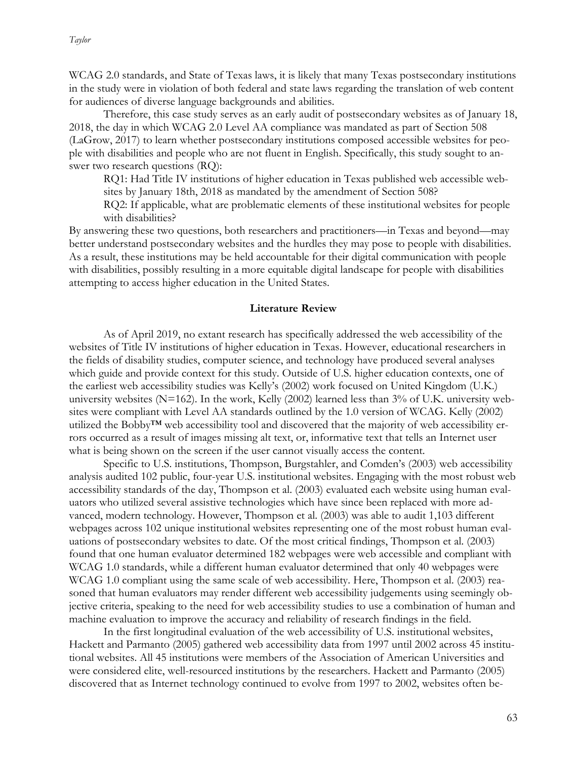WCAG 2.0 standards, and State of Texas laws, it is likely that many Texas postsecondary institutions in the study were in violation of both federal and state laws regarding the translation of web content for audiences of diverse language backgrounds and abilities.

Therefore, this case study serves as an early audit of postsecondary websites as of January 18, 2018, the day in which WCAG 2.0 Level AA compliance was mandated as part of Section 508 (LaGrow, 2017) to learn whether postsecondary institutions composed accessible websites for people with disabilities and people who are not fluent in English. Specifically, this study sought to answer two research questions (RQ):

> RQ1: Had Title IV institutions of higher education in Texas published web accessible websites by January 18th, 2018 as mandated by the amendment of Section 508?
>
> RQ2: If applicable, what are problematic elements of these institutional websites for people with disabilities?

By answering these two questions, both researchers and practitioners—in Texas and beyond—may better understand postsecondary websites and the hurdles they may pose to people with disabilities. As a result, these institutions may be held accountable for their digital communication with people with disabilities, possibly resulting in a more equitable digital landscape for people with disabilities attempting to access higher education in the United States.

## Literature Review

As of April 2019, no extant research has specifically addressed the web accessibility of the websites of Title IV institutions of higher education in Texas. However, educational researchers in the fields of disability studies, computer science, and technology have produced several analyses which guide and provide context for this study. Outside of U.S. higher education contexts, one of the earliest web accessibility studies was Kelly's (2002) work focused on United Kingdom (U.K.) university websites (N=162). In the work, Kelly (2002) learned less than 3% of U.K. university websites were compliant with Level AA standards outlined by the 1.0 version of WCAG. Kelly (2002) utilized the Bobby™ web accessibility tool and discovered that the majority of web accessibility errors occurred as a result of images missing alt text, or, informative text that tells an Internet user what is being shown on the screen if the user cannot visually access the content.

Specific to U.S. institutions, Thompson, Burgstahler, and Comden's (2003) web accessibility analysis audited 102 public, four-year U.S. institutional websites. Engaging with the most robust web accessibility standards of the day, Thompson et al. (2003) evaluated each website using human evaluators who utilized several assistive technologies which have since been replaced with more advanced, modern technology. However, Thompson et al. (2003) was able to audit 1,103 different webpages across 102 unique institutional websites representing one of the most robust human evaluations of postsecondary websites to date. Of the most critical findings, Thompson et al. (2003) found that one human evaluator determined 182 webpages were web accessible and compliant with WCAG 1.0 standards, while a different human evaluator determined that only 40 webpages were WCAG 1.0 compliant using the same scale of web accessibility. Here, Thompson et al. (2003) reasoned that human evaluators may render different web accessibility judgements using seemingly objective criteria, speaking to the need for web accessibility studies to use a combination of human and machine evaluation to improve the accuracy and reliability of research findings in the field.

In the first longitudinal evaluation of the web accessibility of U.S. institutional websites, Hackett and Parmanto (2005) gathered web accessibility data from 1997 until 2002 across 45 institutional websites. All 45 institutions were members of the Association of American Universities and were considered elite, well-resourced institutions by the researchers. Hackett and Parmanto (2005) discovered that as Internet technology continued to evolve from 1997 to 2002, websites often be-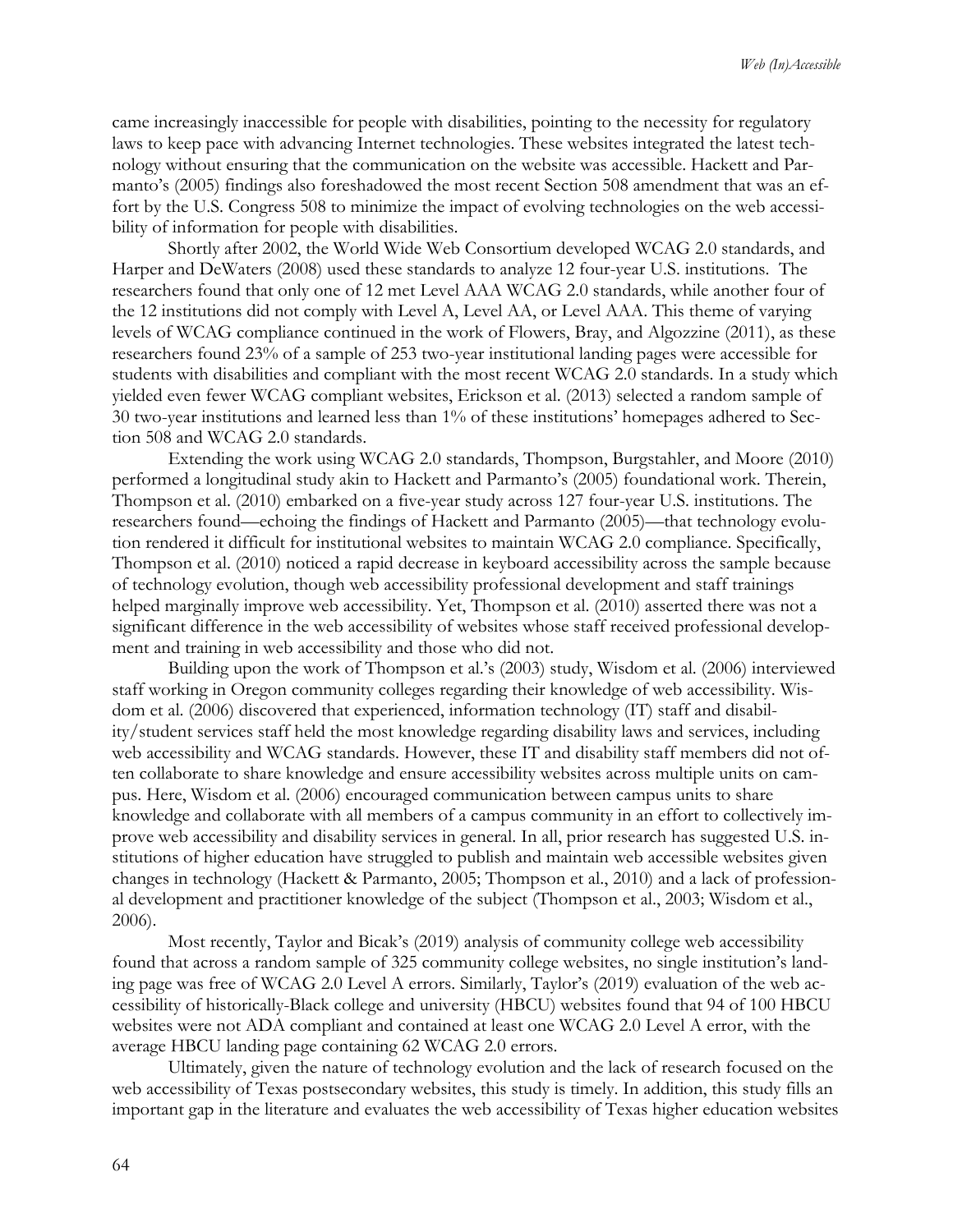came increasingly inaccessible for people with disabilities, pointing to the necessity for regulatory laws to keep pace with advancing Internet technologies. These websites integrated the latest technology without ensuring that the communication on the website was accessible. Hackett and Parmanto's (2005) findings also foreshadowed the most recent Section 508 amendment that was an effort by the U.S. Congress 508 to minimize the impact of evolving technologies on the web accessibility of information for people with disabilities.

Shortly after 2002, the World Wide Web Consortium developed WCAG 2.0 standards, and Harper and DeWaters (2008) used these standards to analyze 12 four-year U.S. institutions. The researchers found that only one of 12 met Level AAA WCAG 2.0 standards, while another four of the 12 institutions did not comply with Level A, Level AA, or Level AAA. This theme of varying levels of WCAG compliance continued in the work of Flowers, Bray, and Algozzine (2011), as these researchers found 23% of a sample of 253 two-year institutional landing pages were accessible for students with disabilities and compliant with the most recent WCAG 2.0 standards. In a study which yielded even fewer WCAG compliant websites, Erickson et al. (2013) selected a random sample of 30 two-year institutions and learned less than 1% of these institutions' homepages adhered to Section 508 and WCAG 2.0 standards.

Extending the work using WCAG 2.0 standards, Thompson, Burgstahler, and Moore (2010) performed a longitudinal study akin to Hackett and Parmanto's (2005) foundational work. Therein, Thompson et al. (2010) embarked on a five-year study across 127 four-year U.S. institutions. The researchers found—echoing the findings of Hackett and Parmanto (2005)—that technology evolution rendered it difficult for institutional websites to maintain WCAG 2.0 compliance. Specifically, Thompson et al. (2010) noticed a rapid decrease in keyboard accessibility across the sample because of technology evolution, though web accessibility professional development and staff trainings helped marginally improve web accessibility. Yet, Thompson et al. (2010) asserted there was not a significant difference in the web accessibility of websites whose staff received professional development and training in web accessibility and those who did not.

Building upon the work of Thompson et al.'s (2003) study, Wisdom et al. (2006) interviewed staff working in Oregon community colleges regarding their knowledge of web accessibility. Wisdom et al. (2006) discovered that experienced, information technology (IT) staff and disability/student services staff held the most knowledge regarding disability laws and services, including web accessibility and WCAG standards. However, these IT and disability staff members did not often collaborate to share knowledge and ensure accessibility websites across multiple units on campus. Here, Wisdom et al. (2006) encouraged communication between campus units to share knowledge and collaborate with all members of a campus community in an effort to collectively improve web accessibility and disability services in general. In all, prior research has suggested U.S. institutions of higher education have struggled to publish and maintain web accessible websites given changes in technology (Hackett & Parmanto, 2005; Thompson et al., 2010) and a lack of professional development and practitioner knowledge of the subject (Thompson et al., 2003; Wisdom et al., 2006).

Most recently, Taylor and Bicak's (2019) analysis of community college web accessibility found that across a random sample of 325 community college websites, no single institution's landing page was free of WCAG 2.0 Level A errors. Similarly, Taylor's (2019) evaluation of the web accessibility of historically-Black college and university (HBCU) websites found that 94 of 100 HBCU websites were not ADA compliant and contained at least one WCAG 2.0 Level A error, with the average HBCU landing page containing 62 WCAG 2.0 errors.

Ultimately, given the nature of technology evolution and the lack of research focused on the web accessibility of Texas postsecondary websites, this study is timely. In addition, this study fills an important gap in the literature and evaluates the web accessibility of Texas higher education websites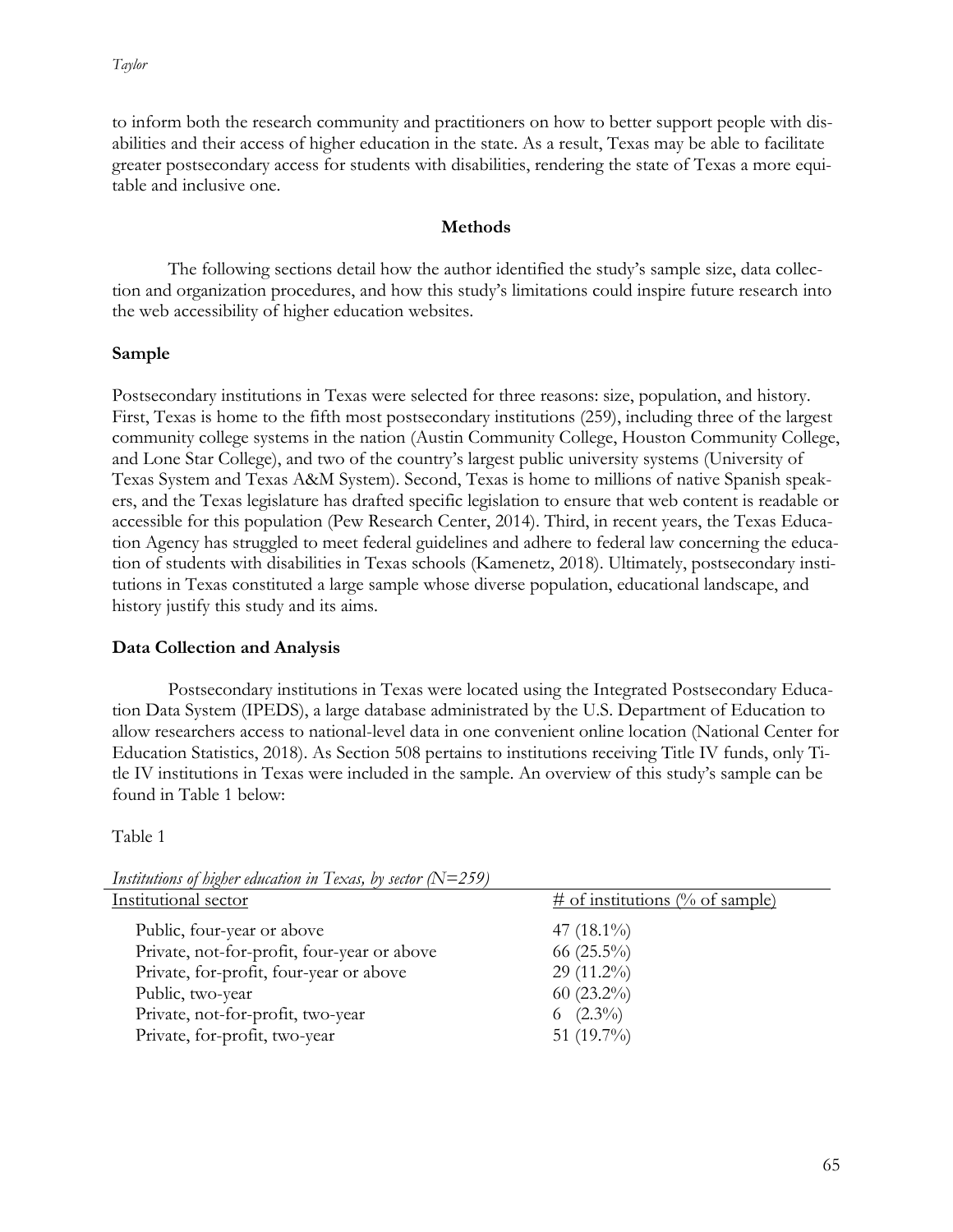to inform both the research community and practitioners on how to better support people with disabilities and their access of higher education in the state. As a result, Texas may be able to facilitate greater postsecondary access for students with disabilities, rendering the state of Texas a more equitable and inclusive one.

## Methods

The following sections detail how the author identified the study's sample size, data collection and organization procedures, and how this study's limitations could inspire future research into the web accessibility of higher education websites.

### Sample

Postsecondary institutions in Texas were selected for three reasons: size, population, and history. First, Texas is home to the fifth most postsecondary institutions (259), including three of the largest community college systems in the nation (Austin Community College, Houston Community College, and Lone Star College), and two of the country's largest public university systems (University of Texas System and Texas A&M System). Second, Texas is home to millions of native Spanish speakers, and the Texas legislature has drafted specific legislation to ensure that web content is readable or accessible for this population (Pew Research Center, 2014). Third, in recent years, the Texas Education Agency has struggled to meet federal guidelines and adhere to federal law concerning the education of students with disabilities in Texas schools (Kamenetz, 2018). Ultimately, postsecondary institutions in Texas constituted a large sample whose diverse population, educational landscape, and history justify this study and its aims.

### Data Collection and Analysis

Postsecondary institutions in Texas were located using the Integrated Postsecondary Education Data System (IPEDS), a large database administrated by the U.S. Department of Education to allow researchers access to national-level data in one convenient online location (National Center for Education Statistics, 2018). As Section 508 pertains to institutions receiving Title IV funds, only Title IV institutions in Texas were included in the sample. An overview of this study's sample can be found in Table 1 below:

Table 1

*Institutions of higher education in Texas, by sector (N=259)*

| Institutional sector | # of institutions (% of sample) |
|---|---|
| Public, four-year or above | 47 (18.1%) |
| Private, not-for-profit, four-year or above | 66 (25.5%) |
| Private, for-profit, four-year or above | 29 (11.2%) |
| Public, two-year | 60 (23.2%) |
| Private, not-for-profit, two-year | 6 (2.3%) |
| Private, for-profit, two-year | 51 (19.7%) |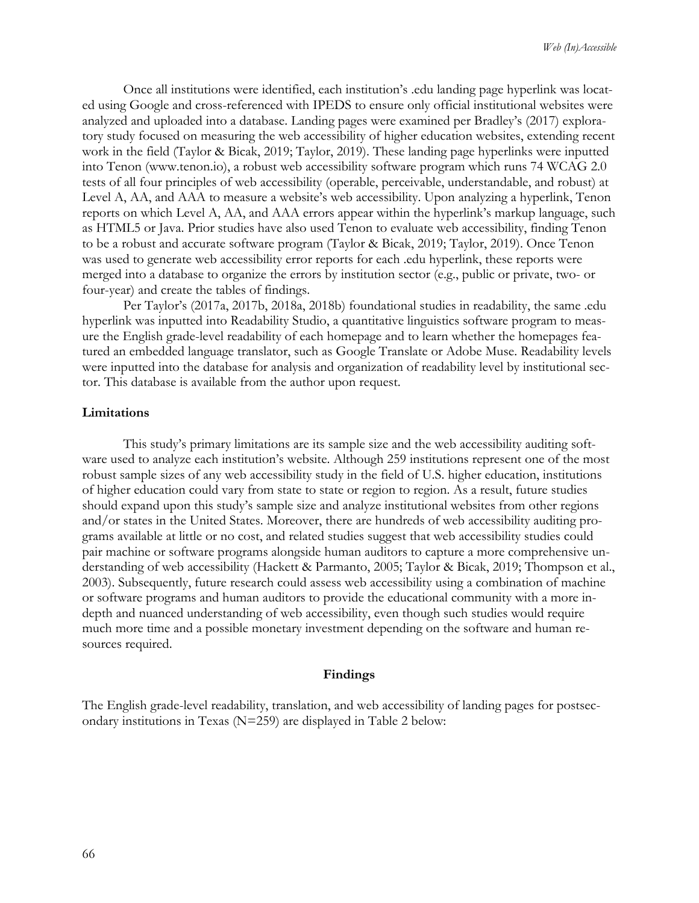Once all institutions were identified, each institution's .edu landing page hyperlink was located using Google and cross-referenced with IPEDS to ensure only official institutional websites were analyzed and uploaded into a database. Landing pages were examined per Bradley's (2017) exploratory study focused on measuring the web accessibility of higher education websites, extending recent work in the field (Taylor & Bicak, 2019; Taylor, 2019). These landing page hyperlinks were inputted into Tenon (www.tenon.io), a robust web accessibility software program which runs 74 WCAG 2.0 tests of all four principles of web accessibility (operable, perceivable, understandable, and robust) at Level A, AA, and AAA to measure a website's web accessibility. Upon analyzing a hyperlink, Tenon reports on which Level A, AA, and AAA errors appear within the hyperlink's markup language, such as HTML5 or Java. Prior studies have also used Tenon to evaluate web accessibility, finding Tenon to be a robust and accurate software program (Taylor & Bicak, 2019; Taylor, 2019). Once Tenon was used to generate web accessibility error reports for each .edu hyperlink, these reports were merged into a database to organize the errors by institution sector (e.g., public or private, two- or four-year) and create the tables of findings.

Per Taylor's (2017a, 2017b, 2018a, 2018b) foundational studies in readability, the same .edu hyperlink was inputted into Readability Studio, a quantitative linguistics software program to measure the English grade-level readability of each homepage and to learn whether the homepages featured an embedded language translator, such as Google Translate or Adobe Muse. Readability levels were inputted into the database for analysis and organization of readability level by institutional sector. This database is available from the author upon request.

### Limitations

This study's primary limitations are its sample size and the web accessibility auditing software used to analyze each institution's website. Although 259 institutions represent one of the most robust sample sizes of any web accessibility study in the field of U.S. higher education, institutions of higher education could vary from state to state or region to region. As a result, future studies should expand upon this study's sample size and analyze institutional websites from other regions and/or states in the United States. Moreover, there are hundreds of web accessibility auditing programs available at little or no cost, and related studies suggest that web accessibility studies could pair machine or software programs alongside human auditors to capture a more comprehensive understanding of web accessibility (Hackett & Parmanto, 2005; Taylor & Bicak, 2019; Thompson et al., 2003). Subsequently, future research could assess web accessibility using a combination of machine or software programs and human auditors to provide the educational community with a more in-depth and nuanced understanding of web accessibility, even though such studies would require much more time and a possible monetary investment depending on the software and human resources required.

## Findings

The English grade-level readability, translation, and web accessibility of landing pages for postsecondary institutions in Texas (N=259) are displayed in Table 2 below: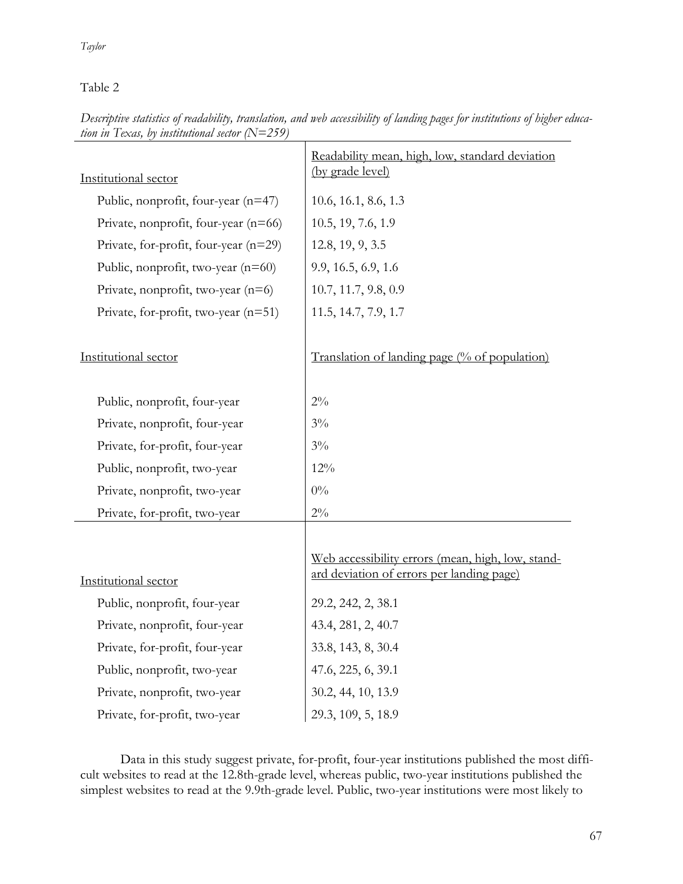Table 2

*Descriptive statistics of readability, translation, and web accessibility of landing pages for institutions of higher education in Texas, by institutional sector (N=259)*

| Institutional sector | Readability mean, high, low, standard deviation (by grade level) |
|---|---|
| Public, nonprofit, four-year (n=47) | 10.6, 16.1, 8.6, 1.3 |
| Private, nonprofit, four-year (n=66) | 10.5, 19, 7.6, 1.9 |
| Private, for-profit, four-year (n=29) | 12.8, 19, 9, 3.5 |
| Public, nonprofit, two-year (n=60) | 9.9, 16.5, 6.9, 1.6 |
| Private, nonprofit, two-year (n=6) | 10.7, 11.7, 9.8, 0.9 |
| Private, for-profit, two-year (n=51) | 11.5, 14.7, 7.9, 1.7 |
| **Institutional sector** | **Translation of landing page (% of population)** |
| Public, nonprofit, four-year | 2% |
| Private, nonprofit, four-year | 3% |
| Private, for-profit, four-year | 3% |
| Public, nonprofit, two-year | 12% |
| Private, nonprofit, two-year | 0% |
| Private, for-profit, two-year | 2% |
| **Institutional sector** | **Web accessibility errors (mean, high, low, standard deviation of errors per landing page)** |
| Public, nonprofit, four-year | 29.2, 242, 2, 38.1 |
| Private, nonprofit, four-year | 43.4, 281, 2, 40.7 |
| Private, for-profit, four-year | 33.8, 143, 8, 30.4 |
| Public, nonprofit, two-year | 47.6, 225, 6, 39.1 |
| Private, nonprofit, two-year | 30.2, 44, 10, 13.9 |
| Private, for-profit, two-year | 29.3, 109, 5, 18.9 |

Data in this study suggest private, for-profit, four-year institutions published the most difficult websites to read at the 12.8th-grade level, whereas public, two-year institutions published the simplest websites to read at the 9.9th-grade level. Public, two-year institutions were most likely to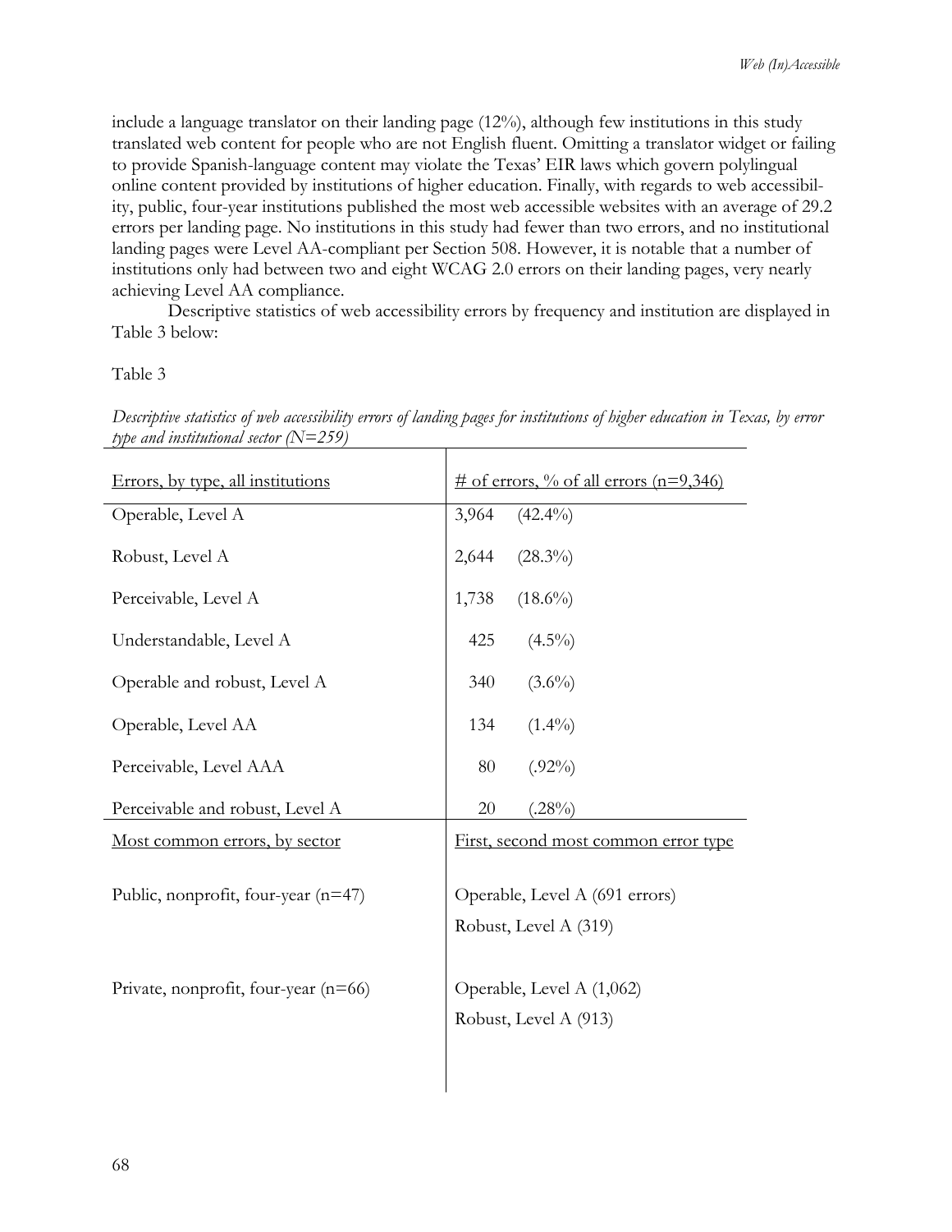include a language translator on their landing page (12%), although few institutions in this study translated web content for people who are not English fluent. Omitting a translator widget or failing to provide Spanish-language content may violate the Texas' EIR laws which govern polylingual online content provided by institutions of higher education. Finally, with regards to web accessibility, public, four-year institutions published the most web accessible websites with an average of 29.2 errors per landing page. No institutions in this study had fewer than two errors, and no institutional landing pages were Level AA-compliant per Section 508. However, it is notable that a number of institutions only had between two and eight WCAG 2.0 errors on their landing pages, very nearly achieving Level AA compliance.

Descriptive statistics of web accessibility errors by frequency and institution are displayed in Table 3 below:

Table 3

*Descriptive statistics of web accessibility errors of landing pages for institutions of higher education in Texas, by error type and institutional sector (N=259)*

| Errors, by type, all institutions | # of errors, % of all errors (n=9,346) |
|---|---|
| Operable, Level A | 3,964 (42.4%) |
| Robust, Level A | 2,644 (28.3%) |
| Perceivable, Level A | 1,738 (18.6%) |
| Understandable, Level A | 425 (4.5%) |
| Operable and robust, Level A | 340 (3.6%) |
| Operable, Level AA | 134 (1.4%) |
| Perceivable, Level AAA | 80 (.92%) |
| Perceivable and robust, Level A | 20 (.28%) |
| **Most common errors, by sector** | **First, second most common error type** |
| Public, nonprofit, four-year (n=47) | Operable, Level A (691 errors)<br>Robust, Level A (319) |
| Private, nonprofit, four-year (n=66) | Operable, Level A (1,062)<br>Robust, Level A (913) |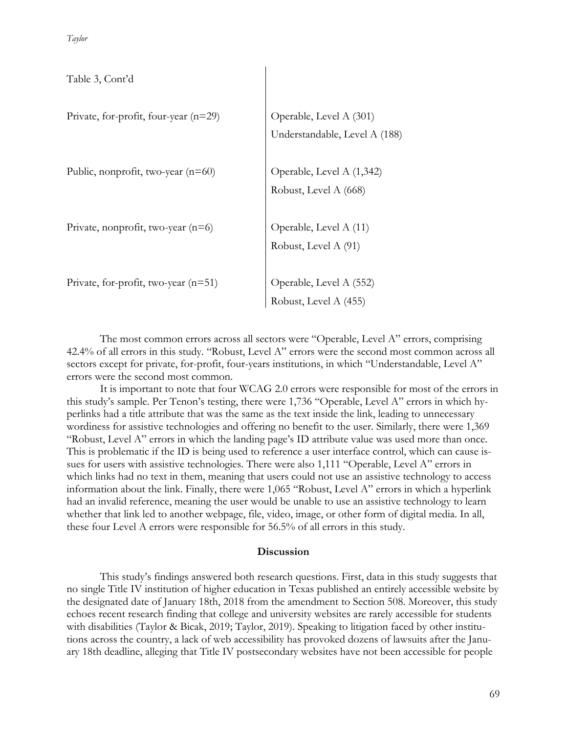Table 3, Cont'd

| | |
|---|---|
| Private, for-profit, four-year (n=29) | Operable, Level A (301)<br>Understandable, Level A (188) |
| Public, nonprofit, two-year (n=60) | Operable, Level A (1,342)<br>Robust, Level A (668) |
| Private, nonprofit, two-year (n=6) | Operable, Level A (11)<br>Robust, Level A (91) |
| Private, for-profit, two-year (n=51) | Operable, Level A (552)<br>Robust, Level A (455) |

The most common errors across all sectors were "Operable, Level A" errors, comprising 42.4% of all errors in this study. "Robust, Level A" errors were the second most common across all sectors except for private, for-profit, four-years institutions, in which "Understandable, Level A" errors were the second most common.

It is important to note that four WCAG 2.0 errors were responsible for most of the errors in this study's sample. Per Tenon's testing, there were 1,736 "Operable, Level A" errors in which hyperlinks had a title attribute that was the same as the text inside the link, leading to unnecessary wordiness for assistive technologies and offering no benefit to the user. Similarly, there were 1,369 "Robust, Level A" errors in which the landing page's ID attribute value was used more than once. This is problematic if the ID is being used to reference a user interface control, which can cause issues for users with assistive technologies. There were also 1,111 "Operable, Level A" errors in which links had no text in them, meaning that users could not use an assistive technology to access information about the link. Finally, there were 1,065 "Robust, Level A" errors in which a hyperlink had an invalid reference, meaning the user would be unable to use an assistive technology to learn whether that link led to another webpage, file, video, image, or other form of digital media. In all, these four Level A errors were responsible for 56.5% of all errors in this study.

## Discussion

This study's findings answered both research questions. First, data in this study suggests that no single Title IV institution of higher education in Texas published an entirely accessible website by the designated date of January 18th, 2018 from the amendment to Section 508. Moreover, this study echoes recent research finding that college and university websites are rarely accessible for students with disabilities (Taylor & Bicak, 2019; Taylor, 2019). Speaking to litigation faced by other institutions across the country, a lack of web accessibility has provoked dozens of lawsuits after the January 18th deadline, alleging that Title IV postsecondary websites have not been accessible for people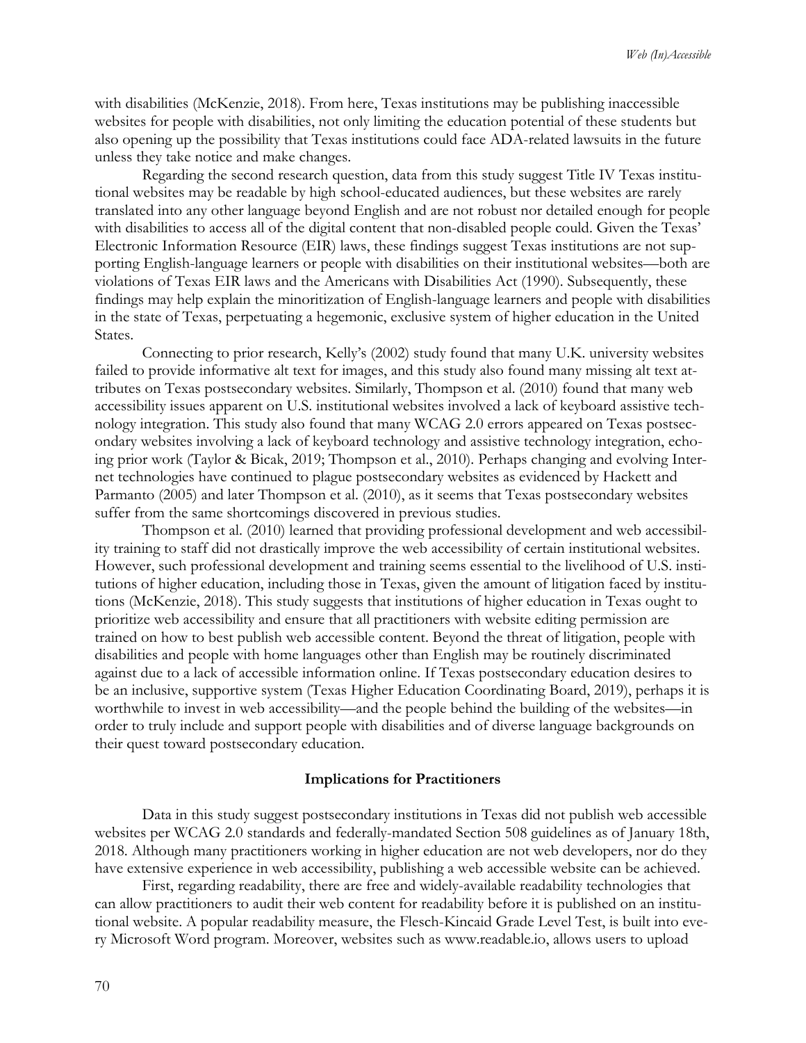with disabilities (McKenzie, 2018). From here, Texas institutions may be publishing inaccessible websites for people with disabilities, not only limiting the education potential of these students but also opening up the possibility that Texas institutions could face ADA-related lawsuits in the future unless they take notice and make changes.

Regarding the second research question, data from this study suggest Title IV Texas institutional websites may be readable by high school-educated audiences, but these websites are rarely translated into any other language beyond English and are not robust nor detailed enough for people with disabilities to access all of the digital content that non-disabled people could. Given the Texas' Electronic Information Resource (EIR) laws, these findings suggest Texas institutions are not supporting English-language learners or people with disabilities on their institutional websites—both are violations of Texas EIR laws and the Americans with Disabilities Act (1990). Subsequently, these findings may help explain the minoritization of English-language learners and people with disabilities in the state of Texas, perpetuating a hegemonic, exclusive system of higher education in the United States.

Connecting to prior research, Kelly's (2002) study found that many U.K. university websites failed to provide informative alt text for images, and this study also found many missing alt text attributes on Texas postsecondary websites. Similarly, Thompson et al. (2010) found that many web accessibility issues apparent on U.S. institutional websites involved a lack of keyboard assistive technology integration. This study also found that many WCAG 2.0 errors appeared on Texas postsecondary websites involving a lack of keyboard technology and assistive technology integration, echoing prior work (Taylor & Bicak, 2019; Thompson et al., 2010). Perhaps changing and evolving Internet technologies have continued to plague postsecondary websites as evidenced by Hackett and Parmanto (2005) and later Thompson et al. (2010), as it seems that Texas postsecondary websites suffer from the same shortcomings discovered in previous studies.

Thompson et al. (2010) learned that providing professional development and web accessibility training to staff did not drastically improve the web accessibility of certain institutional websites. However, such professional development and training seems essential to the livelihood of U.S. institutions of higher education, including those in Texas, given the amount of litigation faced by institutions (McKenzie, 2018). This study suggests that institutions of higher education in Texas ought to prioritize web accessibility and ensure that all practitioners with website editing permission are trained on how to best publish web accessible content. Beyond the threat of litigation, people with disabilities and people with home languages other than English may be routinely discriminated against due to a lack of accessible information online. If Texas postsecondary education desires to be an inclusive, supportive system (Texas Higher Education Coordinating Board, 2019), perhaps it is worthwhile to invest in web accessibility—and the people behind the building of the websites—in order to truly include and support people with disabilities and of diverse language backgrounds on their quest toward postsecondary education.

## Implications for Practitioners

Data in this study suggest postsecondary institutions in Texas did not publish web accessible websites per WCAG 2.0 standards and federally-mandated Section 508 guidelines as of January 18th, 2018. Although many practitioners working in higher education are not web developers, nor do they have extensive experience in web accessibility, publishing a web accessible website can be achieved.

First, regarding readability, there are free and widely-available readability technologies that can allow practitioners to audit their web content for readability before it is published on an institutional website. A popular readability measure, the Flesch-Kincaid Grade Level Test, is built into every Microsoft Word program. Moreover, websites such as www.readable.io, allows users to upload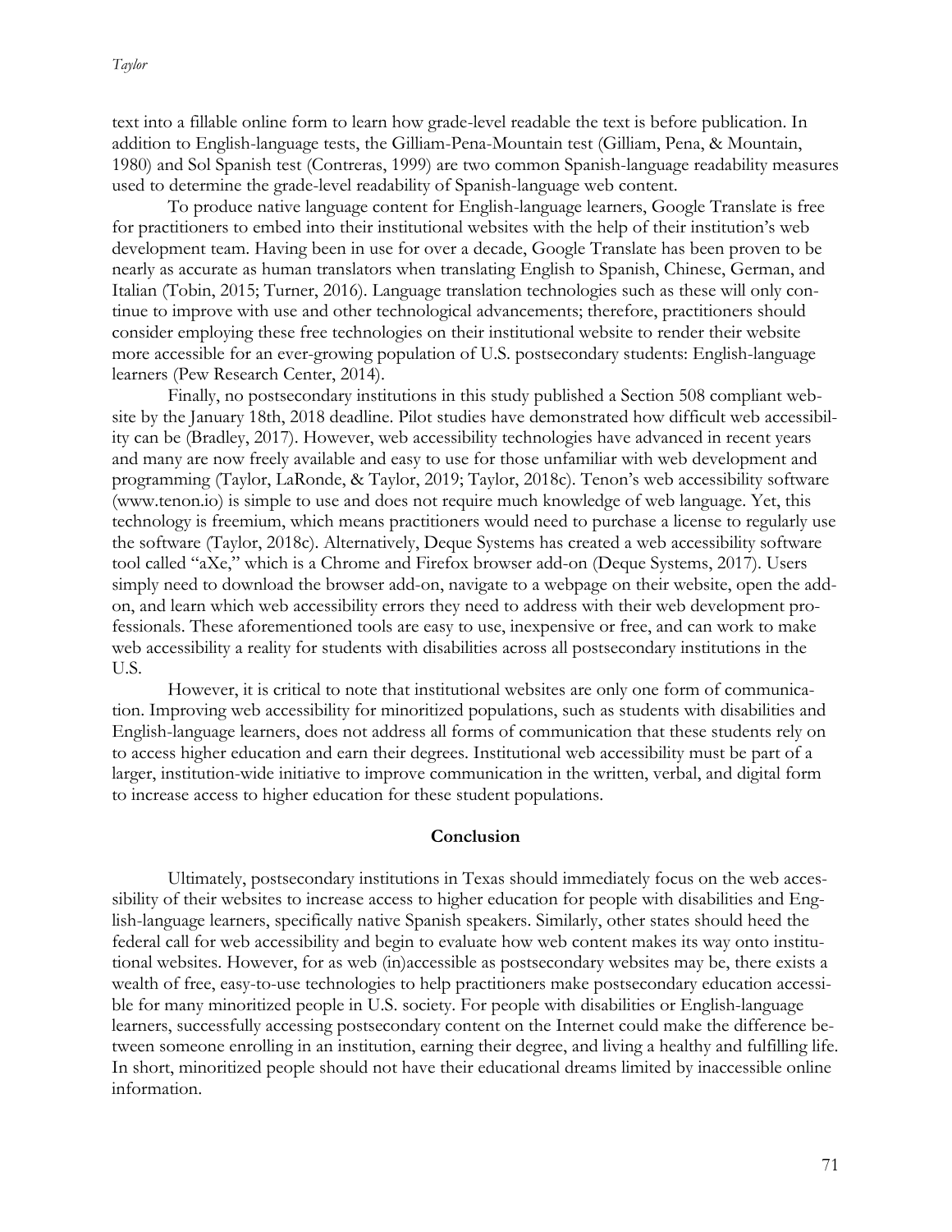text into a fillable online form to learn how grade-level readable the text is before publication. In addition to English-language tests, the Gilliam-Pena-Mountain test (Gilliam, Pena, & Mountain, 1980) and Sol Spanish test (Contreras, 1999) are two common Spanish-language readability measures used to determine the grade-level readability of Spanish-language web content.

To produce native language content for English-language learners, Google Translate is free for practitioners to embed into their institutional websites with the help of their institution's web development team. Having been in use for over a decade, Google Translate has been proven to be nearly as accurate as human translators when translating English to Spanish, Chinese, German, and Italian (Tobin, 2015; Turner, 2016). Language translation technologies such as these will only continue to improve with use and other technological advancements; therefore, practitioners should consider employing these free technologies on their institutional website to render their website more accessible for an ever-growing population of U.S. postsecondary students: English-language learners (Pew Research Center, 2014).

Finally, no postsecondary institutions in this study published a Section 508 compliant website by the January 18th, 2018 deadline. Pilot studies have demonstrated how difficult web accessibility can be (Bradley, 2017). However, web accessibility technologies have advanced in recent years and many are now freely available and easy to use for those unfamiliar with web development and programming (Taylor, LaRonde, & Taylor, 2019; Taylor, 2018c). Tenon's web accessibility software (www.tenon.io) is simple to use and does not require much knowledge of web language. Yet, this technology is freemium, which means practitioners would need to purchase a license to regularly use the software (Taylor, 2018c). Alternatively, Deque Systems has created a web accessibility software tool called "aXe," which is a Chrome and Firefox browser add-on (Deque Systems, 2017). Users simply need to download the browser add-on, navigate to a webpage on their website, open the add-on, and learn which web accessibility errors they need to address with their web development professionals. These aforementioned tools are easy to use, inexpensive or free, and can work to make web accessibility a reality for students with disabilities across all postsecondary institutions in the U.S.

However, it is critical to note that institutional websites are only one form of communication. Improving web accessibility for minoritized populations, such as students with disabilities and English-language learners, does not address all forms of communication that these students rely on to access higher education and earn their degrees. Institutional web accessibility must be part of a larger, institution-wide initiative to improve communication in the written, verbal, and digital form to increase access to higher education for these student populations.

## Conclusion

Ultimately, postsecondary institutions in Texas should immediately focus on the web accessibility of their websites to increase access to higher education for people with disabilities and English-language learners, specifically native Spanish speakers. Similarly, other states should heed the federal call for web accessibility and begin to evaluate how web content makes its way onto institutional websites. However, for as web (in)accessible as postsecondary websites may be, there exists a wealth of free, easy-to-use technologies to help practitioners make postsecondary education accessible for many minoritized people in U.S. society. For people with disabilities or English-language learners, successfully accessing postsecondary content on the Internet could make the difference between someone enrolling in an institution, earning their degree, and living a healthy and fulfilling life. In short, minoritized people should not have their educational dreams limited by inaccessible online information.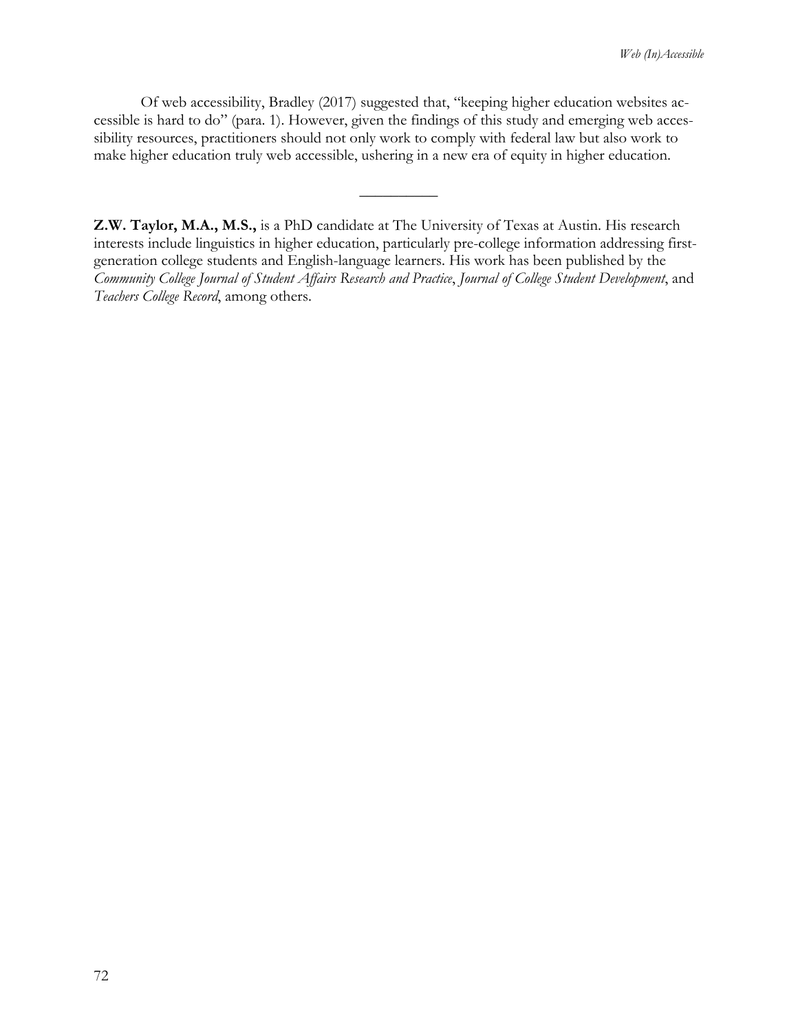Of web accessibility, Bradley (2017) suggested that, "keeping higher education websites accessible is hard to do" (para. 1). However, given the findings of this study and emerging web accessibility resources, practitioners should not only work to comply with federal law but also work to make higher education truly web accessible, ushering in a new era of equity in higher education.

---

**Z.W. Taylor, M.A., M.S.,** is a PhD candidate at The University of Texas at Austin. His research interests include linguistics in higher education, particularly pre-college information addressing first-generation college students and English-language learners. His work has been published by the *Community College Journal of Student Affairs Research and Practice*, *Journal of College Student Development*, and *Teachers College Record*, among others.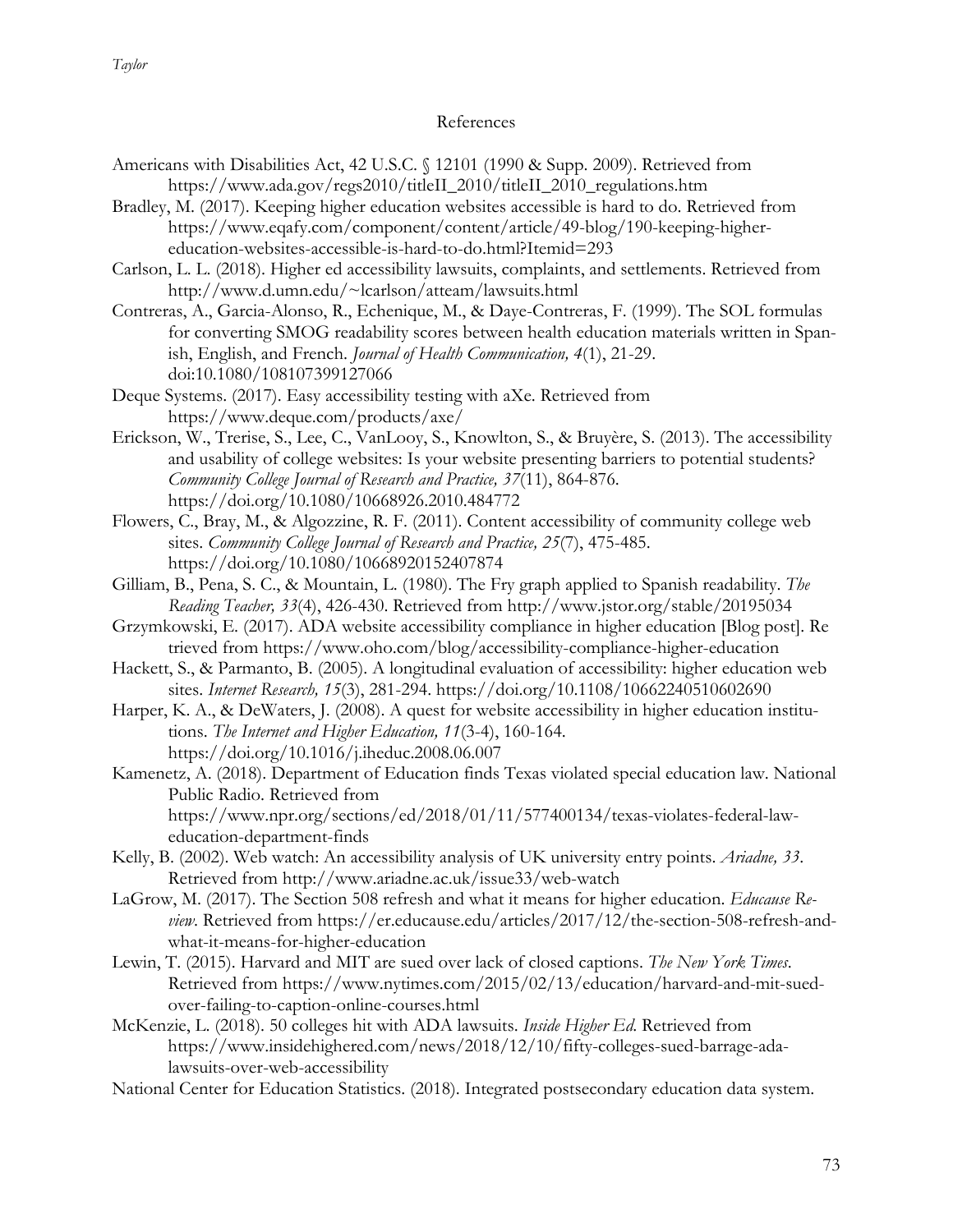## References

Americans with Disabilities Act, 42 U.S.C. § 12101 (1990 & Supp. 2009). Retrieved from https://www.ada.gov/regs2010/titleII_2010/titleII_2010_regulations.htm

Bradley, M. (2017). Keeping higher education websites accessible is hard to do. Retrieved from https://www.eqafy.com/component/content/article/49-blog/190-keeping-higher-education-websites-accessible-is-hard-to-do.html?Itemid=293

Carlson, L. L. (2018). Higher ed accessibility lawsuits, complaints, and settlements. Retrieved from http://www.d.umn.edu/~lcarlson/atteam/lawsuits.html

Contreras, A., Garcia-Alonso, R., Echenique, M., & Daye-Contreras, F. (1999). The SOL formulas for converting SMOG readability scores between health education materials written in Spanish, English, and French. *Journal of Health Communication, 4*(1), 21-29. doi:10.1080/108107399127066

Deque Systems. (2017). Easy accessibility testing with aXe. Retrieved from https://www.deque.com/products/axe/

Erickson, W., Trerise, S., Lee, C., VanLooy, S., Knowlton, S., & Bruyère, S. (2013). The accessibility and usability of college websites: Is your website presenting barriers to potential students? *Community College Journal of Research and Practice, 37*(11), 864-876. https://doi.org/10.1080/10668926.2010.484772

Flowers, C., Bray, M., & Algozzine, R. F. (2011). Content accessibility of community college web sites. *Community College Journal of Research and Practice, 25*(7), 475-485. https://doi.org/10.1080/10668920152407874

Gilliam, B., Pena, S. C., & Mountain, L. (1980). The Fry graph applied to Spanish readability. *The Reading Teacher, 33*(4), 426-430. Retrieved from http://www.jstor.org/stable/20195034

Grzymkowski, E. (2017). ADA website accessibility compliance in higher education [Blog post]. Retrieved from https://www.oho.com/blog/accessibility-compliance-higher-education

Hackett, S., & Parmanto, B. (2005). A longitudinal evaluation of accessibility: higher education web sites. *Internet Research, 15*(3), 281-294. https://doi.org/10.1108/10662240510602690

Harper, K. A., & DeWaters, J. (2008). A quest for website accessibility in higher education institutions. *The Internet and Higher Education, 11*(3-4), 160-164. https://doi.org/10.1016/j.iheduc.2008.06.007

Kamenetz, A. (2018). Department of Education finds Texas violated special education law. National Public Radio. Retrieved from https://www.npr.org/sections/ed/2018/01/11/577400134/texas-violates-federal-law-education-department-finds

Kelly, B. (2002). Web watch: An accessibility analysis of UK university entry points. *Ariadne, 33*. Retrieved from http://www.ariadne.ac.uk/issue33/web-watch

LaGrow, M. (2017). The Section 508 refresh and what it means for higher education. *Educause Review*. Retrieved from https://er.educause.edu/articles/2017/12/the-section-508-refresh-and-what-it-means-for-higher-education

Lewin, T. (2015). Harvard and MIT are sued over lack of closed captions. *The New York Times*. Retrieved from https://www.nytimes.com/2015/02/13/education/harvard-and-mit-sued-over-failing-to-caption-online-courses.html

McKenzie, L. (2018). 50 colleges hit with ADA lawsuits. *Inside Higher Ed*. Retrieved from https://www.insidehighered.com/news/2018/12/10/fifty-colleges-sued-barrage-ada-lawsuits-over-web-accessibility

National Center for Education Statistics. (2018). Integrated postsecondary education data system.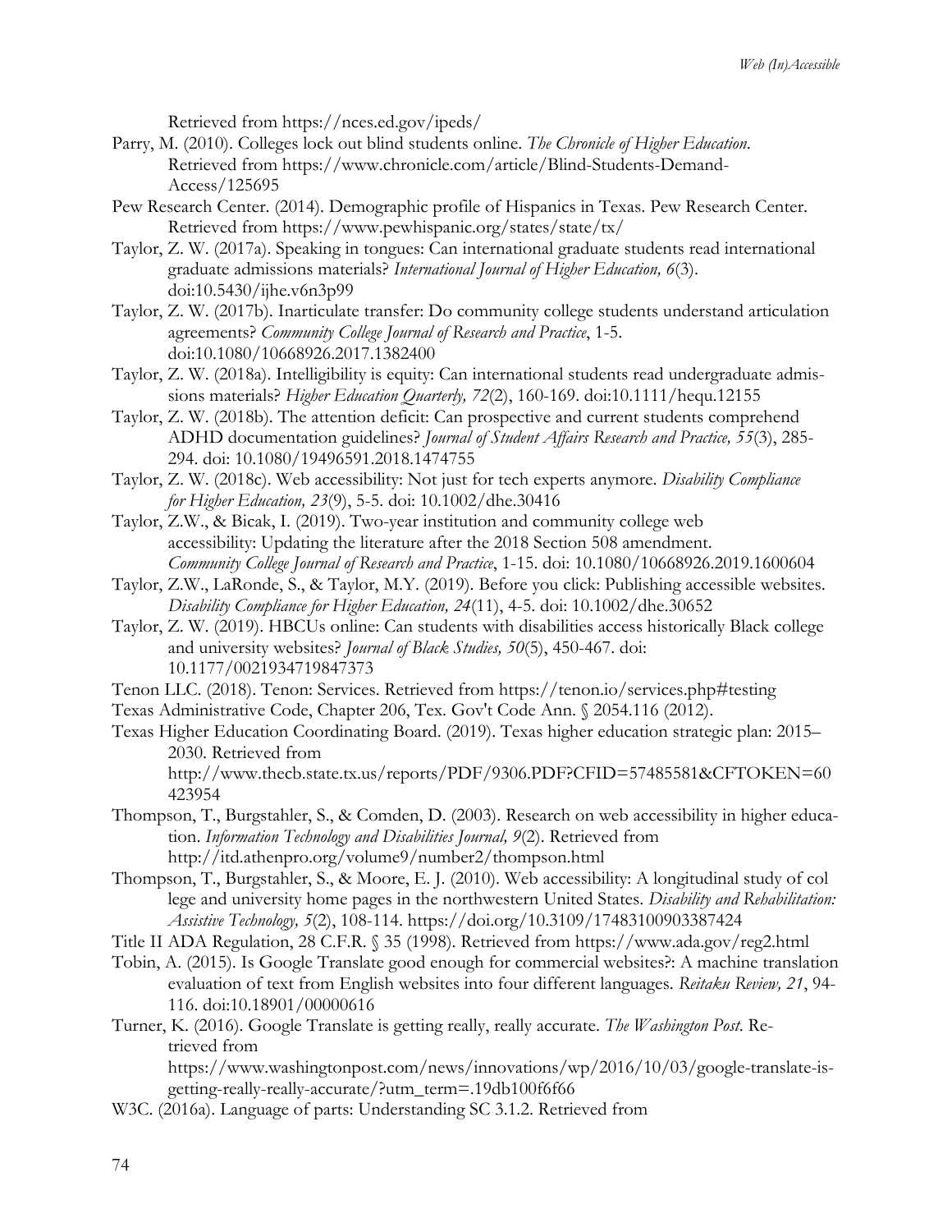Retrieved from https://nces.ed.gov/ipeds/

Parry, M. (2010). Colleges lock out blind students online. *The Chronicle of Higher Education*. Retrieved from https://www.chronicle.com/article/Blind-Students-Demand-Access/125695

Pew Research Center. (2014). Demographic profile of Hispanics in Texas. Pew Research Center. Retrieved from https://www.pewhispanic.org/states/state/tx/

Taylor, Z. W. (2017a). Speaking in tongues: Can international graduate students read international graduate admissions materials? *International Journal of Higher Education, 6*(3). doi:10.5430/ijhe.v6n3p99

Taylor, Z. W. (2017b). Inarticulate transfer: Do community college students understand articulation agreements? *Community College Journal of Research and Practice*, 1-5. doi:10.1080/10668926.2017.1382400

Taylor, Z. W. (2018a). Intelligibility is equity: Can international students read undergraduate admissions materials? *Higher Education Quarterly, 72*(2), 160-169. doi:10.1111/hequ.12155

Taylor, Z. W. (2018b). The attention deficit: Can prospective and current students comprehend ADHD documentation guidelines? *Journal of Student Affairs Research and Practice, 55*(3), 285-294. doi: 10.1080/19496591.2018.1474755

Taylor, Z. W. (2018c). Web accessibility: Not just for tech experts anymore. *Disability Compliance for Higher Education, 23*(9), 5-5. doi: 10.1002/dhe.30416

Taylor, Z.W., & Bicak, I. (2019). Two-year institution and community college web accessibility: Updating the literature after the 2018 Section 508 amendment. *Community College Journal of Research and Practice*, 1-15. doi: 10.1080/10668926.2019.1600604

Taylor, Z.W., LaRonde, S., & Taylor, M.Y. (2019). Before you click: Publishing accessible websites. *Disability Compliance for Higher Education, 24*(11), 4-5. doi: 10.1002/dhe.30652

Taylor, Z. W. (2019). HBCUs online: Can students with disabilities access historically Black college and university websites? *Journal of Black Studies, 50*(5), 450-467. doi: 10.1177/0021934719847373

Tenon LLC. (2018). Tenon: Services. Retrieved from https://tenon.io/services.php#testing

Texas Administrative Code, Chapter 206, Tex. Gov't Code Ann. § 2054.116 (2012).

Texas Higher Education Coordinating Board. (2019). Texas higher education strategic plan: 2015–2030. Retrieved from http://www.thecb.state.tx.us/reports/PDF/9306.PDF?CFID=57485581&CFTOKEN=60423954

Thompson, T., Burgstahler, S., & Comden, D. (2003). Research on web accessibility in higher education. *Information Technology and Disabilities Journal, 9*(2). Retrieved from http://itd.athenpro.org/volume9/number2/thompson.html

Thompson, T., Burgstahler, S., & Moore, E. J. (2010). Web accessibility: A longitudinal study of college and university home pages in the northwestern United States. *Disability and Rehabilitation: Assistive Technology, 5*(2), 108-114. https://doi.org/10.3109/17483100903387424

Title II ADA Regulation, 28 C.F.R. § 35 (1998). Retrieved from https://www.ada.gov/reg2.html

Tobin, A. (2015). Is Google Translate good enough for commercial websites?: A machine translation evaluation of text from English websites into four different languages. *Reitaku Review, 21*, 94-116. doi:10.18901/00000616

Turner, K. (2016). Google Translate is getting really, really accurate. *The Washington Post*. Retrieved from https://www.washingtonpost.com/news/innovations/wp/2016/10/03/google-translate-is-getting-really-really-accurate/?utm_term=.19db100f6f66

W3C. (2016a). Language of parts: Understanding SC 3.1.2. Retrieved from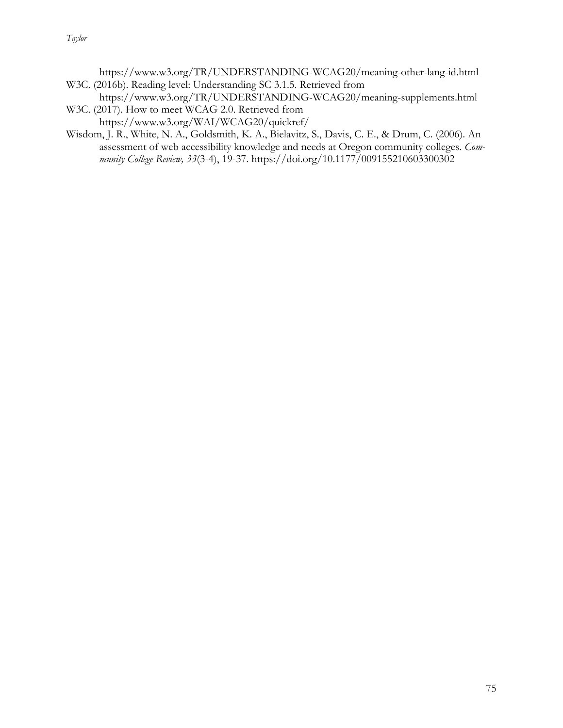https://www.w3.org/TR/UNDERSTANDING-WCAG20/meaning-other-lang-id.html

W3C. (2016b). Reading level: Understanding SC 3.1.5. Retrieved from https://www.w3.org/TR/UNDERSTANDING-WCAG20/meaning-supplements.html

W3C. (2017). How to meet WCAG 2.0. Retrieved from https://www.w3.org/WAI/WCAG20/quickref/

Wisdom, J. R., White, N. A., Goldsmith, K. A., Bielavitz, S., Davis, C. E., & Drum, C. (2006). An assessment of web accessibility knowledge and needs at Oregon community colleges. *Community College Review, 33*(3-4), 19-37. https://doi.org/10.1177/009155210603300302